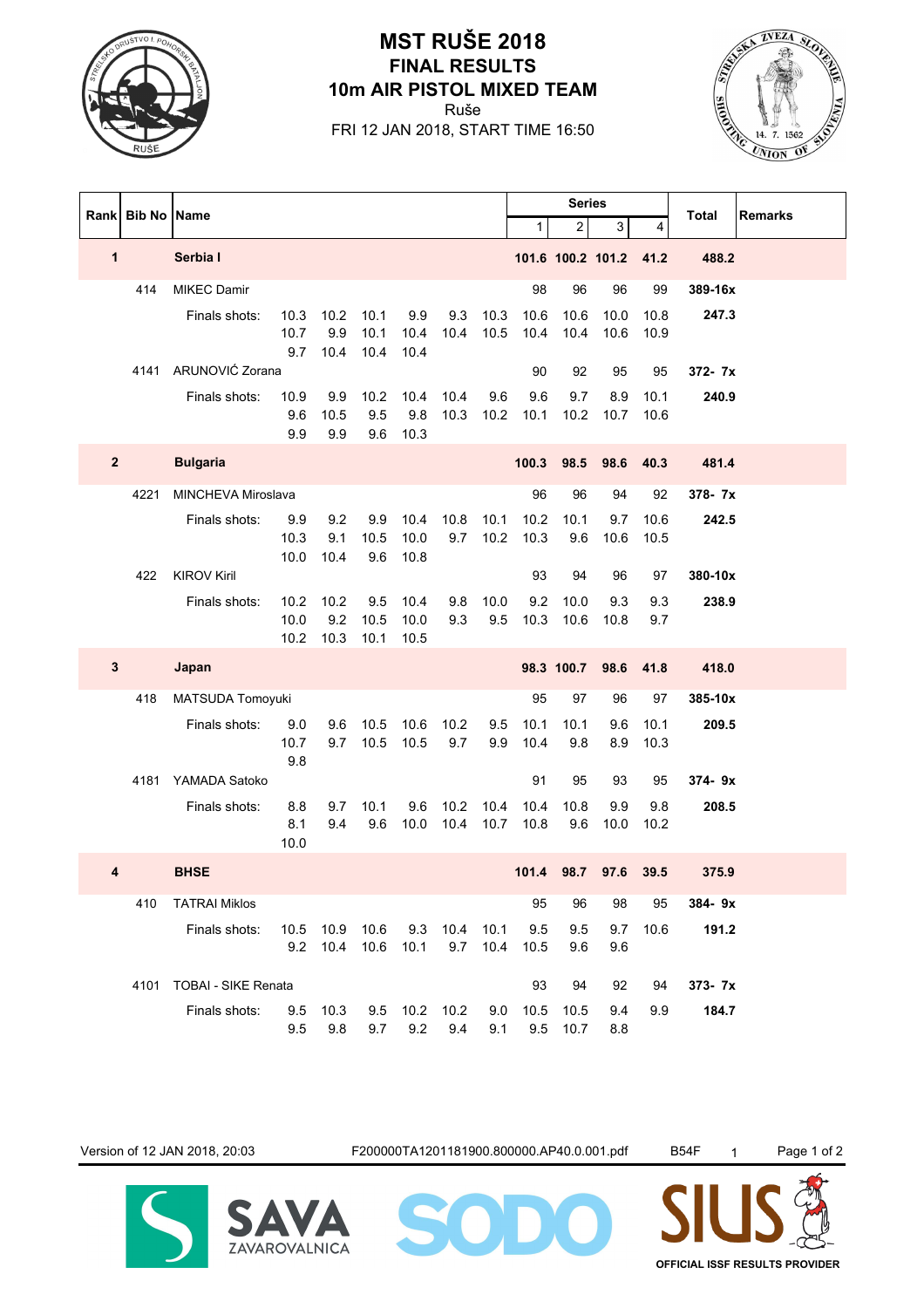# MST RUŠE 2018

## FINAL RESULTS

## 10m AIR PISTOL MIXED TEAM

Ruše

FRI 12 JAN 2018, START TIME 16:50

| Rank | Bib No | Name | | | | | | | Series 1 | 2 | 3 | 4 | Total | Remarks |
|---|---|---|---|---|---|---|---|---|---|---|---|---|---|---|
| **1** | | **Serbia I** | | | | | | | **101.6** | **100.2** | **101.2** | **41.2** | **488.2** | |
| | 414 | MIKEC Damir | | | | | | | 98 | 96 | 96 | 99 | **389-16x** | |
| | | Finals shots: | 10.3 | 10.2 | 10.1 | 9.9 | 9.3 | 10.3 | 10.6 | 10.6 | 10.0 | 10.8 | **247.3** | |
| | | | 10.7 | 9.9 | 10.1 | 10.4 | 10.4 | 10.5 | 10.4 | 10.4 | 10.6 | 10.9 | | |
| | | | 9.7 | 10.4 | 10.4 | 10.4 | | | | | | | | |
| | 4141 | ARUNOVIĆ Zorana | | | | | | | 90 | 92 | 95 | 95 | **372- 7x** | |
| | | Finals shots: | 10.9 | 9.9 | 10.2 | 10.4 | 10.4 | 9.6 | 9.6 | 9.7 | 8.9 | 10.1 | **240.9** | |
| | | | 9.6 | 10.5 | 9.5 | 9.8 | 10.3 | 10.2 | 10.1 | 10.2 | 10.7 | 10.6 | | |
| | | | 9.9 | 9.9 | 9.6 | 10.3 | | | | | | | | |
| **2** | | **Bulgaria** | | | | | | | **100.3** | **98.5** | **98.6** | **40.3** | **481.4** | |
| | 4221 | MINCHEVA Miroslava | | | | | | | 96 | 96 | 94 | 92 | **378- 7x** | |
| | | Finals shots: | 9.9 | 9.2 | 9.9 | 10.4 | 10.8 | 10.1 | 10.2 | 10.1 | 9.7 | 10.6 | **242.5** | |
| | | | 10.3 | 9.1 | 10.5 | 10.0 | 9.7 | 10.2 | 10.3 | 9.6 | 10.6 | 10.5 | | |
| | | | 10.0 | 10.4 | 9.6 | 10.8 | | | | | | | | |
| | 422 | KIROV Kiril | | | | | | | 93 | 94 | 96 | 97 | **380-10x** | |
| | | Finals shots: | 10.2 | 10.2 | 9.5 | 10.4 | 9.8 | 10.0 | 9.2 | 10.0 | 9.3 | 9.3 | **238.9** | |
| | | | 10.0 | 9.2 | 10.5 | 10.0 | 9.3 | 9.5 | 10.3 | 10.6 | 10.8 | 9.7 | | |
| | | | 10.2 | 10.3 | 10.1 | 10.5 | | | | | | | | |
| **3** | | **Japan** | | | | | | | **98.3** | **100.7** | **98.6** | **41.8** | **418.0** | |
| | 418 | MATSUDA Tomoyuki | | | | | | | 95 | 97 | 96 | 97 | **385-10x** | |
| | | Finals shots: | 9.0 | 9.6 | 10.5 | 10.6 | 10.2 | 9.5 | 10.1 | 10.1 | 9.6 | 10.1 | **209.5** | |
| | | | 10.7 | 9.7 | 10.5 | 10.5 | 9.7 | 9.9 | 10.4 | 9.8 | 8.9 | 10.3 | | |
| | | | 9.8 | | | | | | | | | | | |
| | 4181 | YAMADA Satoko | | | | | | | 91 | 95 | 93 | 95 | **374- 9x** | |
| | | Finals shots: | 8.8 | 9.7 | 10.1 | 9.6 | 10.2 | 10.4 | 10.4 | 10.8 | 9.9 | 9.8 | **208.5** | |
| | | | 8.1 | 9.4 | 9.6 | 10.0 | 10.4 | 10.7 | 10.8 | 9.6 | 10.0 | 10.2 | | |
| | | | 10.0 | | | | | | | | | | | |
| **4** | | **BHSE** | | | | | | | **101.4** | **98.7** | **97.6** | **39.5** | **375.9** | |
| | 410 | TATRAI Miklos | | | | | | | 95 | 96 | 98 | 95 | **384- 9x** | |
| | | Finals shots: | 10.5 | 10.9 | 10.6 | 9.3 | 10.4 | 10.1 | 9.5 | 9.5 | 9.7 | 10.6 | **191.2** | |
| | | | 9.2 | 10.4 | 10.6 | 10.1 | 9.7 | 10.4 | 10.5 | 9.6 | 9.6 | | | |
| | 4101 | TOBAI - SIKE Renata | | | | | | | 93 | 94 | 92 | 94 | **373- 7x** | |
| | | Finals shots: | 9.5 | 10.3 | 9.5 | 10.2 | 10.2 | 9.0 | 10.5 | 10.5 | 9.4 | 9.9 | **184.7** | |
| | | | 9.5 | 9.8 | 9.7 | 9.2 | 9.4 | 9.1 | 9.5 | 10.7 | 8.8 | | | |

Version of 12 JAN 2018, 20:03 F200000TA1201181900.800000.AP40.0.001.pdf B54F 1

SAVA ZAVAROVALNICA SODO SIUS OFFICIAL ISSF RESULTS PROVIDER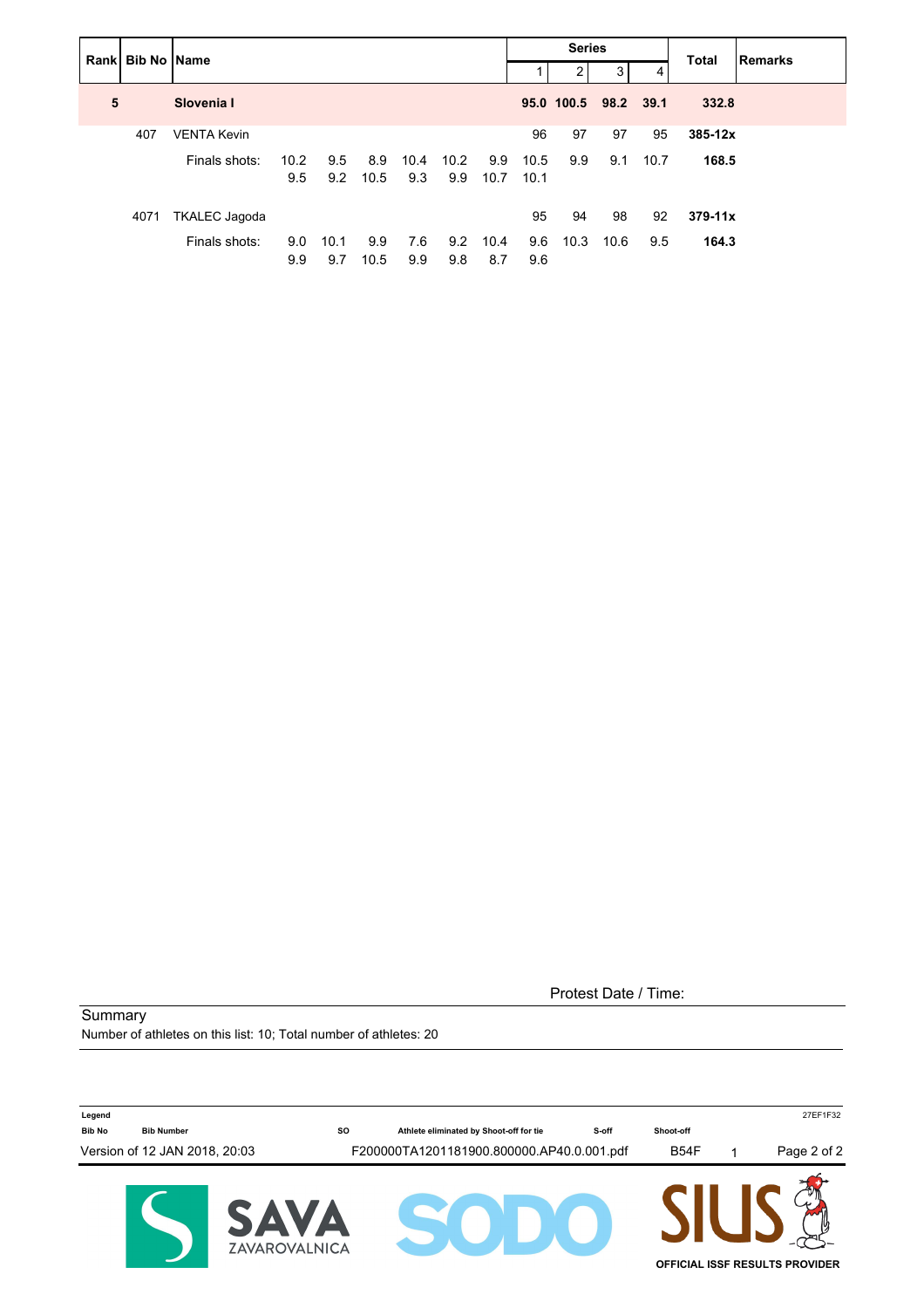| Rank | Bib No | Name | Series 1 | Series 2 | Series 3 | Series 4 | Total | Remarks |
|---|---|---|---|---|---|---|---|---|
| 5 | | **Slovenia I** | **95.0** | **100.5** | **98.2** | **39.1** | **332.8** | |
| | 407 | VENTA Kevin | 96 | 97 | 97 | 95 | **385-12x** | |
| | | Finals shots: 10.2 9.5 8.9 10.4 10.2 9.9 10.5 9.9 9.1 10.7 / 9.5 9.2 10.5 9.3 9.9 10.7 10.1 | | | | | **168.5** | |
| | 4071 | TKALEC Jagoda | 95 | 94 | 98 | 92 | **379-11x** | |
| | | Finals shots: 9.0 10.1 9.9 7.6 9.2 10.4 9.6 10.3 10.6 9.5 / 9.9 9.7 10.5 9.9 9.8 8.7 9.6 | | | | | **164.3** | |

Protest Date / Time:

Summary

Number of athletes on this list: 10; Total number of athletes: 20

**Legend**

| Bib No | Bib Number | SO | Athlete eliminated by Shoot-off for tie | S-off | Shoot-off |
|---|---|---|---|---|---|

27EF1F32

Version of 12 JAN 2018, 20:03 F200000TA1201181900.800000.AP40.0.001.pdf B54F 1

SAVA ZAVAROVALNICA SODO SIUS

OFFICIAL ISSF RESULTS PROVIDER